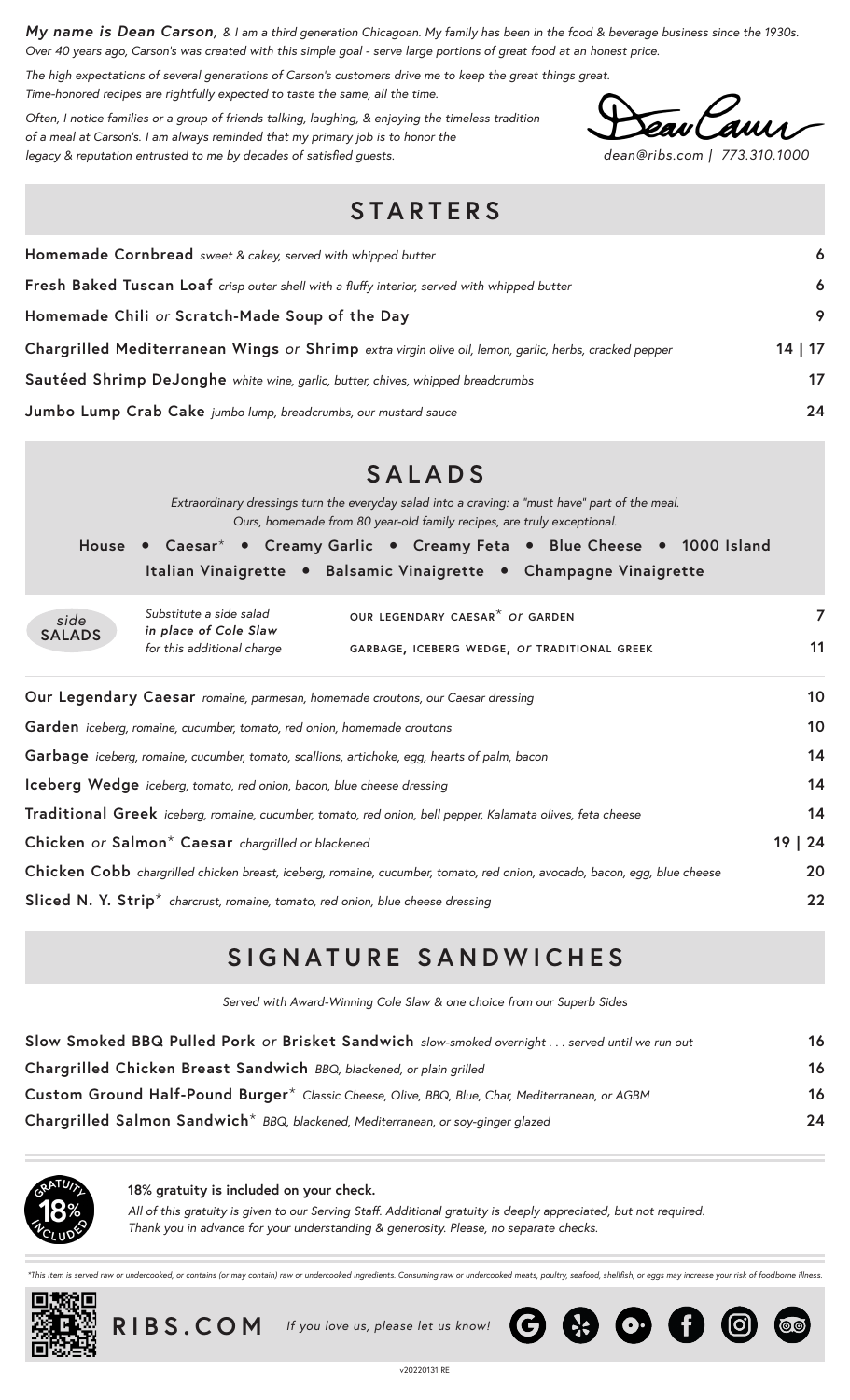***My name is Dean Carson**, & I am a third generation Chicagoan. My family has been in the food & beverage business since the 1930s. Over 40 years ago, Carson's was created with this simple goal - serve large portions of great food at an honest price.*

*The high expectations of several generations of Carson's customers drive me to keep the great things great. Time-honored recipes are rightfully expected to taste the same, all the time.*

*Often, I notice families or a group of friends talking, laughing, & enjoying the timeless tradition of a meal at Carson's. I am always reminded that my primary job is to honor the legacy & reputation entrusted to me by decades of satisfied guests.*

*Dean Carson*

*dean@ribs.com | 773.310.1000*

## STARTERS

| | |
|---|---|
| **Homemade Cornbread** *sweet & cakey, served with whipped butter* | 6 |
| **Fresh Baked Tuscan Loaf** *crisp outer shell with a fluffy interior, served with whipped butter* | 6 |
| **Homemade Chili** *or* **Scratch-Made Soup of the Day** | 9 |
| **Chargrilled Mediterranean Wings** *or* **Shrimp** *extra virgin olive oil, lemon, garlic, herbs, cracked pepper* | 14 \| 17 |
| **Sautéed Shrimp DeJonghe** *white wine, garlic, butter, chives, whipped breadcrumbs* | 17 |
| **Jumbo Lump Crab Cake** *jumbo lump, breadcrumbs, our mustard sauce* | 24 |

## SALADS

*Extraordinary dressings turn the everyday salad into a craving: a "must have" part of the meal. Ours, homemade from 80 year-old family recipes, are truly exceptional.*

**House • Caesar* • Creamy Garlic • Creamy Feta • Blue Cheese • 1000 Island**
**Italian Vinaigrette • Balsamic Vinaigrette • Champagne Vinaigrette**

| | | | |
|---|---|---|---|
| *side* **SALADS** | *Substitute a side salad* ***in place of Cole Slaw*** *for this additional charge* | OUR LEGENDARY CAESAR* *or* GARDEN | 7 |
| | | GARBAGE, ICEBERG WEDGE, *or* TRADITIONAL GREEK | 11 |

| | |
|---|---|
| **Our Legendary Caesar** *romaine, parmesan, homemade croutons, our Caesar dressing* | 10 |
| **Garden** *iceberg, romaine, cucumber, tomato, red onion, homemade croutons* | 10 |
| **Garbage** *iceberg, romaine, cucumber, tomato, scallions, artichoke, egg, hearts of palm, bacon* | 14 |
| **Iceberg Wedge** *iceberg, tomato, red onion, bacon, blue cheese dressing* | 14 |
| **Traditional Greek** *iceberg, romaine, cucumber, tomato, red onion, bell pepper, Kalamata olives, feta cheese* | 14 |
| **Chicken** *or* **Salmon* Caesar** *chargrilled or blackened* | 19 \| 24 |
| **Chicken Cobb** *chargrilled chicken breast, iceberg, romaine, cucumber, tomato, red onion, avocado, bacon, egg, blue cheese* | 20 |
| **Sliced N. Y. Strip*** *charcrust, romaine, tomato, red onion, blue cheese dressing* | 22 |

## SIGNATURE SANDWICHES

*Served with Award-Winning Cole Slaw & one choice from our Superb Sides*

| | |
|---|---|
| **Slow Smoked BBQ Pulled Pork** *or* **Brisket Sandwich** *slow-smoked overnight . . . served until we run out* | 16 |
| **Chargrilled Chicken Breast Sandwich** *BBQ, blackened, or plain grilled* | 16 |
| **Custom Ground Half-Pound Burger*** *Classic Cheese, Olive, BBQ, Blue, Char, Mediterranean, or AGBM* | 16 |
| **Chargrilled Salmon Sandwich*** *BBQ, blackened, Mediterranean, or soy-ginger glazed* | 24 |

GRATUITY 18% INCLUDED

**18% gratuity is included on your check.**

*All of this gratuity is given to our Serving Staff. Additional gratuity is deeply appreciated, but not required. Thank you in advance for your understanding & generosity. Please, no separate checks.*

**This item is served raw or undercooked, or contains (or may contain) raw or undercooked ingredients. Consuming raw or undercooked meats, poultry, seafood, shellfish, or eggs may increase your risk of foodborne illness.*

**RIBS.COM** *If you love us, please let us know!*

v20220131 RE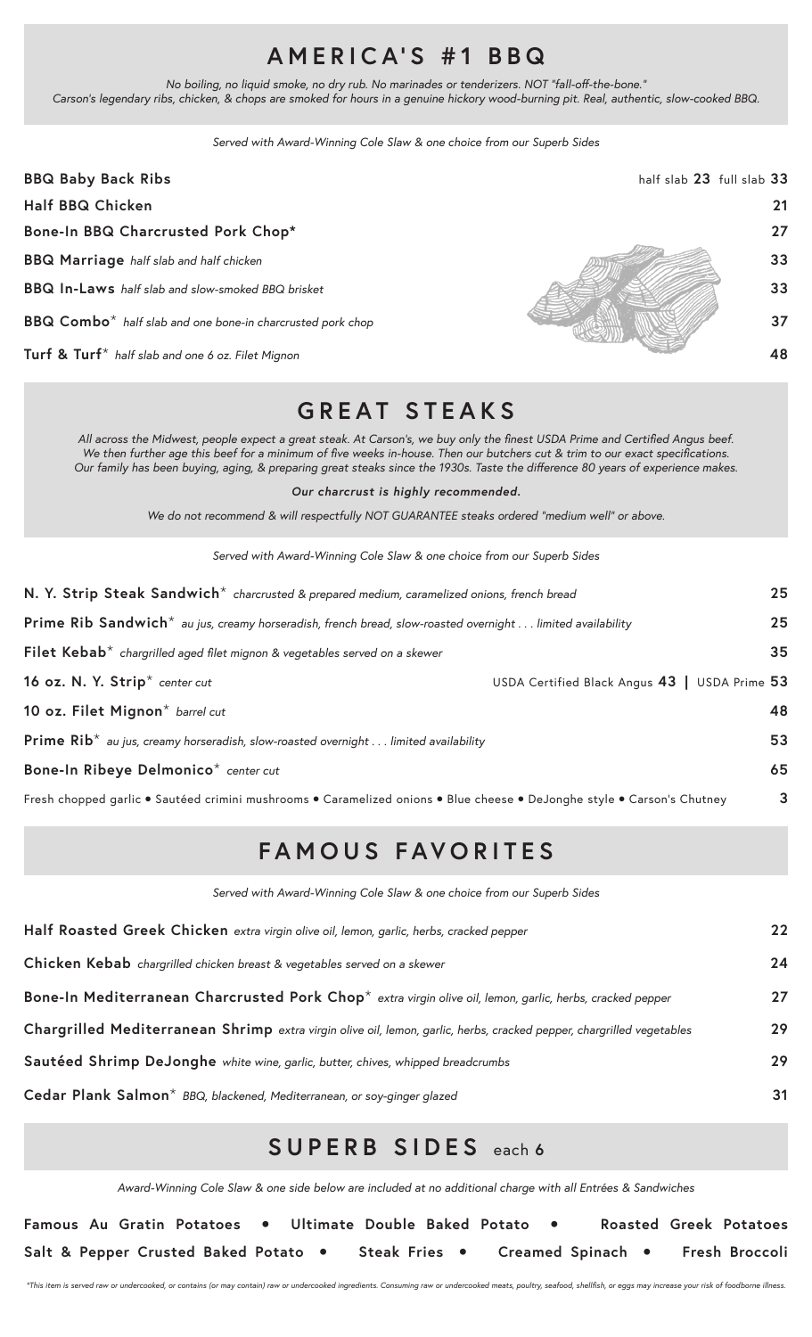# AMERICA'S #1 BBQ

*No boiling, no liquid smoke, no dry rub. No marinades or tenderizers. NOT "fall-off-the-bone."*
*Carson's legendary ribs, chicken, & chops are smoked for hours in a genuine hickory wood-burning pit. Real, authentic, slow-cooked BBQ.*

*Served with Award-Winning Cole Slaw & one choice from our Superb Sides*

| | |
|---|---|
| **BBQ Baby Back Ribs** | half slab **23** full slab **33** |
| **Half BBQ Chicken** | **21** |
| **Bone-In BBQ Charcrusted Pork Chop*** | **27** |
| **BBQ Marriage** *half slab and half chicken* | **33** |
| **BBQ In-Laws** *half slab and slow-smoked BBQ brisket* | **33** |
| **BBQ Combo*** *half slab and one bone-in charcrusted pork chop* | **37** |
| **Turf & Turf*** *half slab and one 6 oz. Filet Mignon* | **48** |

# GREAT STEAKS

*All across the Midwest, people expect a great steak. At Carson's, we buy only the finest USDA Prime and Certified Angus beef. We then further age this beef for a minimum of five weeks in-house. Then our butchers cut & trim to our exact specifications. Our family has been buying, aging, & preparing great steaks since the 1930s. Taste the difference 80 years of experience makes.*

***Our charcrust is highly recommended.***

*We do not recommend & will respectfully NOT GUARANTEE steaks ordered "medium well" or above.*

*Served with Award-Winning Cole Slaw & one choice from our Superb Sides*

| | |
|---|---|
| **N. Y. Strip Steak Sandwich*** *charcrusted & prepared medium, caramelized onions, french bread* | **25** |
| **Prime Rib Sandwich*** *au jus, creamy horseradish, french bread, slow-roasted overnight . . . limited availability* | **25** |
| **Filet Kebab*** *chargrilled aged filet mignon & vegetables served on a skewer* | **35** |
| **16 oz. N. Y. Strip*** *center cut* | USDA Certified Black Angus **43** \| USDA Prime **53** |
| **10 oz. Filet Mignon*** *barrel cut* | **48** |
| **Prime Rib*** *au jus, creamy horseradish, slow-roasted overnight . . . limited availability* | **53** |
| **Bone-In Ribeye Delmonico*** *center cut* | **65** |
| Fresh chopped garlic • Sautéed crimini mushrooms • Caramelized onions • Blue cheese • DeJonghe style • Carson's Chutney | **3** |

# FAMOUS FAVORITES

*Served with Award-Winning Cole Slaw & one choice from our Superb Sides*

| | |
|---|---|
| **Half Roasted Greek Chicken** *extra virgin olive oil, lemon, garlic, herbs, cracked pepper* | **22** |
| **Chicken Kebab** *chargrilled chicken breast & vegetables served on a skewer* | **24** |
| **Bone-In Mediterranean Charcrusted Pork Chop*** *extra virgin olive oil, lemon, garlic, herbs, cracked pepper* | **27** |
| **Chargrilled Mediterranean Shrimp** *extra virgin olive oil, lemon, garlic, herbs, cracked pepper, chargrilled vegetables* | **29** |
| **Sautéed Shrimp DeJonghe** *white wine, garlic, butter, chives, whipped breadcrumbs* | **29** |
| **Cedar Plank Salmon*** *BBQ, blackened, Mediterranean, or soy-ginger glazed* | **31** |

# SUPERB SIDES each 6

*Award-Winning Cole Slaw & one side below are included at no additional charge with all Entrées & Sandwiches*

**Famous Au Gratin Potatoes • Ultimate Double Baked Potato • Roasted Greek Potatoes**
**Salt & Pepper Crusted Baked Potato • Steak Fries • Creamed Spinach • Fresh Broccoli**

*\*This item is served raw or undercooked, or contains (or may contain) raw or undercooked ingredients. Consuming raw or undercooked meats, poultry, seafood, shellfish, or eggs may increase your risk of foodborne illness.*